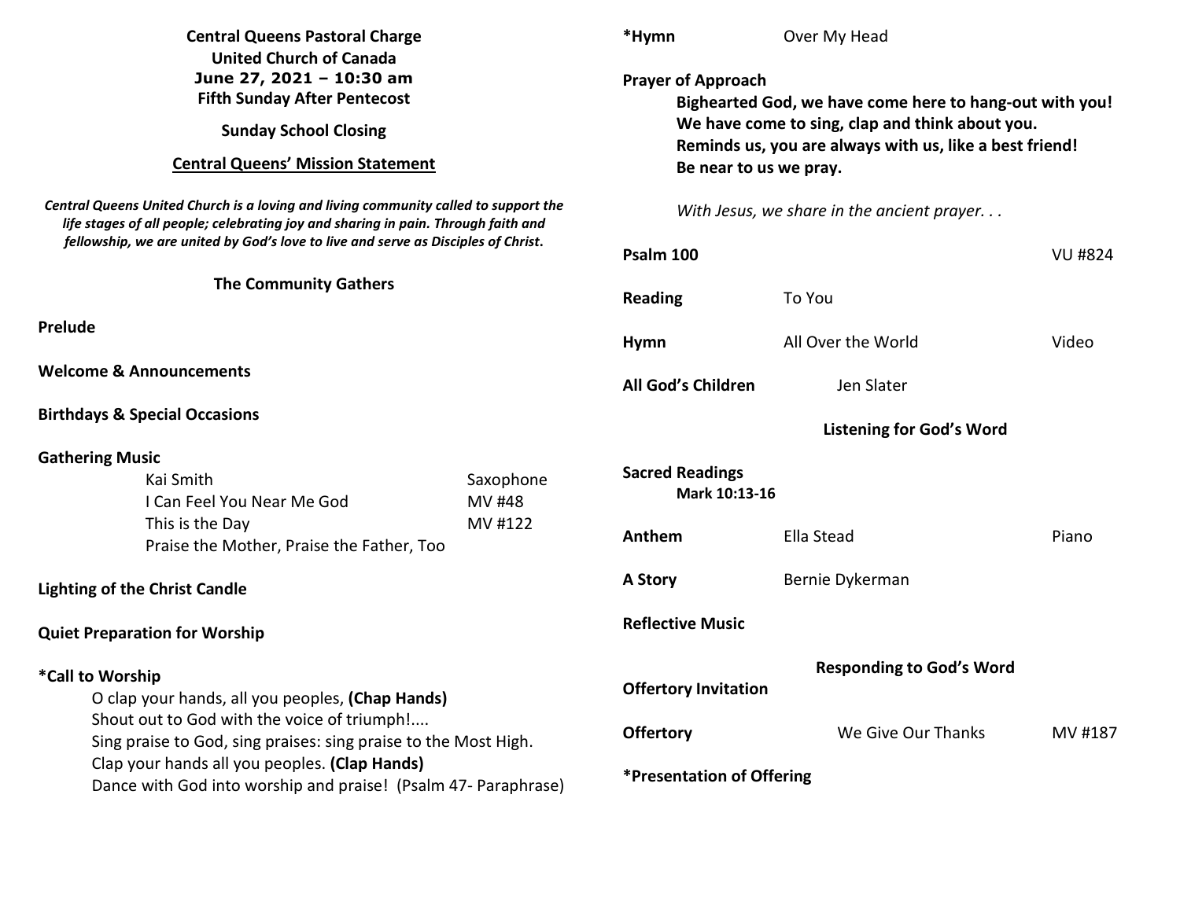**Central Queens Pastoral Charge**
**United Church of Canada**
**June 27, 2021 – 10:30 am**
**Fifth Sunday After Pentecost**

**Sunday School Closing**

**Central Queens' Mission Statement**

***Central Queens United Church is a loving and living community called to support the life stages of all people; celebrating joy and sharing in pain. Through faith and fellowship, we are united by God's love to live and serve as Disciples of Christ.***

## The Community Gathers

**Prelude**

**Welcome & Announcements**

**Birthdays & Special Occasions**

**Gathering Music**

| | |
|---|---|
| Kai Smith | Saxophone |
| I Can Feel You Near Me God | MV #48 |
| This is the Day | MV #122 |
| Praise the Mother, Praise the Father, Too | |

**Lighting of the Christ Candle**

**Quiet Preparation for Worship**

**\*Call to Worship**

O clap your hands, all you peoples, **(Chap Hands)**
Shout out to God with the voice of triumph!....
Sing praise to God, sing praises: sing praise to the Most High.
Clap your hands all you peoples. **(Clap Hands)**
Dance with God into worship and praise! (Psalm 47- Paraphrase)

**\*Hymn** Over My Head

**Prayer of Approach**

**Bighearted God, we have come here to hang-out with you!**
**We have come to sing, clap and think about you.**
**Reminds us, you are always with us, like a best friend!**
**Be near to us we pray.**

*With Jesus, we share in the ancient prayer. . .*

**Psalm 100** VU #824

**Reading** To You

**Hymn** All Over the World Video

**All God's Children** Jen Slater

## Listening for God's Word

**Sacred Readings**
**Mark 10:13-16**

**Anthem** Ella Stead Piano

**A Story** Bernie Dykerman

**Reflective Music**

## Responding to God's Word

**Offertory Invitation**

**Offertory** We Give Our Thanks MV #187

**\*Presentation of Offering**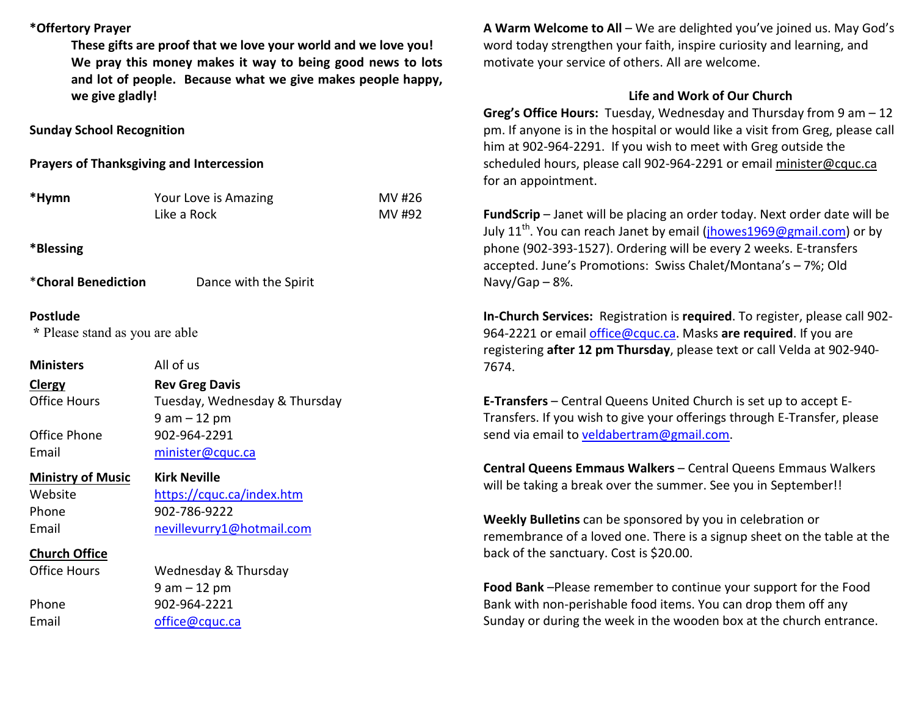**\*Offertory Prayer**

> **These gifts are proof that we love your world and we love you! We pray this money makes it way to being good news to lots and lot of people. Because what we give makes people happy, we give gladly!**

**Sunday School Recognition**

**Prayers of Thanksgiving and Intercession**

| | | |
|---|---|---|
| **\*Hymn** | Your Love is Amazing | MV #26 |
| | Like a Rock | MV #92 |

**\*Blessing**

\***Choral Benediction** Dance with the Spirit

**Postlude**

\* Please stand as you are able

| | |
|---|---|
| **Ministers** | All of us |
| **Clergy** | **Rev Greg Davis** |
| Office Hours | Tuesday, Wednesday & Thursday 9 am – 12 pm |
| Office Phone | 902-964-2291 |
| Email | minister@cquc.ca |
| **Ministry of Music** | **Kirk Neville** |
| Website | https://cquc.ca/index.htm |
| Phone | 902-786-9222 |
| Email | nevillevurry1@hotmail.com |
| **Church Office** | |
| Office Hours | Wednesday & Thursday 9 am – 12 pm |
| Phone | 902-964-2221 |
| Email | office@cquc.ca |

**A Warm Welcome to All** – We are delighted you've joined us. May God's word today strengthen your faith, inspire curiosity and learning, and motivate your service of others. All are welcome.

## Life and Work of Our Church

**Greg's Office Hours:** Tuesday, Wednesday and Thursday from 9 am – 12 pm. If anyone is in the hospital or would like a visit from Greg, please call him at 902-964-2291. If you wish to meet with Greg outside the scheduled hours, please call 902-964-2291 or email minister@cquc.ca for an appointment.

**FundScrip** – Janet will be placing an order today. Next order date will be July 11th. You can reach Janet by email (jhowes1969@gmail.com) or by phone (902-393-1527). Ordering will be every 2 weeks. E-transfers accepted. June's Promotions: Swiss Chalet/Montana's – 7%; Old Navy/Gap – 8%.

**In-Church Services:** Registration is **required**. To register, please call 902-964-2221 or email office@cquc.ca. Masks **are required**. If you are registering **after 12 pm Thursday**, please text or call Velda at 902-940-7674.

**E-Transfers** – Central Queens United Church is set up to accept E-Transfers. If you wish to give your offerings through E-Transfer, please send via email to veldabertram@gmail.com.

**Central Queens Emmaus Walkers** – Central Queens Emmaus Walkers will be taking a break over the summer. See you in September!!

**Weekly Bulletins** can be sponsored by you in celebration or remembrance of a loved one. There is a signup sheet on the table at the back of the sanctuary. Cost is $20.00.

**Food Bank** –Please remember to continue your support for the Food Bank with non-perishable food items. You can drop them off any Sunday or during the week in the wooden box at the church entrance.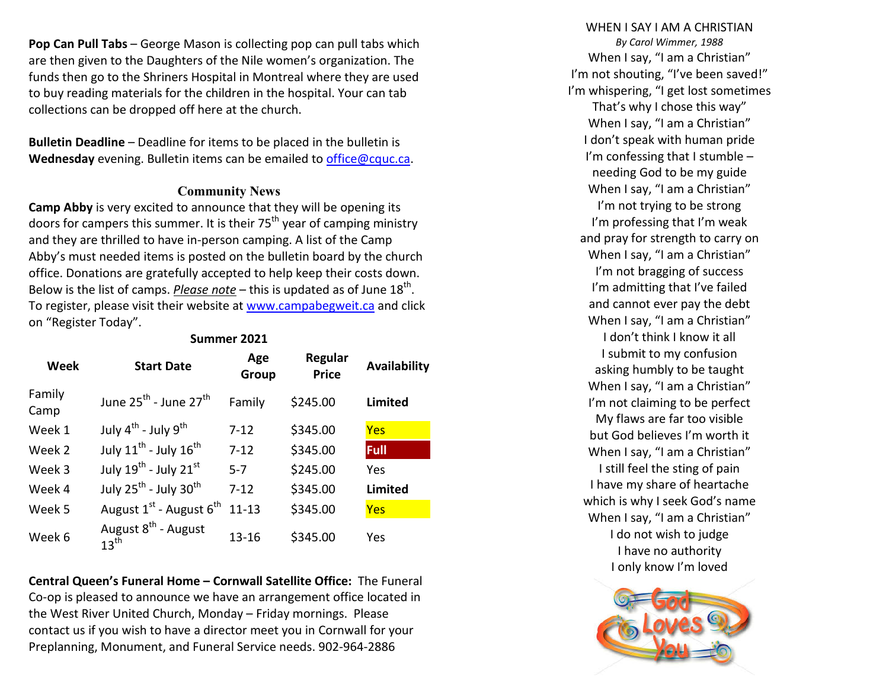**Pop Can Pull Tabs** – George Mason is collecting pop can pull tabs which are then given to the Daughters of the Nile women's organization. The funds then go to the Shriners Hospital in Montreal where they are used to buy reading materials for the children in the hospital. Your can tab collections can be dropped off here at the church.

**Bulletin Deadline** – Deadline for items to be placed in the bulletin is **Wednesday** evening. Bulletin items can be emailed to office@cquc.ca.

## Community News

**Camp Abby** is very excited to announce that they will be opening its doors for campers this summer. It is their 75th year of camping ministry and they are thrilled to have in-person camping. A list of the Camp Abby's must needed items is posted on the bulletin board by the church office. Donations are gratefully accepted to help keep their costs down. Below is the list of camps. ***Please note*** – this is updated as of June 18th. To register, please visit their website at www.campabegweit.ca and click on "Register Today".

**Summer 2021**

| Week | Start Date | Age Group | Regular Price | Availability |
|---|---|---|---|---|
| Family Camp | June 25th - June 27th | Family | $245.00 | **Limited** |
| Week 1 | July 4th - July 9th | 7-12 | $345.00 | Yes |
| Week 2 | July 11th - July 16th | 7-12 | $345.00 | **Full** |
| Week 3 | July 19th - July 21st | 5-7 | $245.00 | Yes |
| Week 4 | July 25th - July 30th | 7-12 | $345.00 | **Limited** |
| Week 5 | August 1st - August 6th | 11-13 | $345.00 | Yes |
| Week 6 | August 8th - August 13th | 13-16 | $345.00 | Yes |

**Central Queen's Funeral Home – Cornwall Satellite Office:** The Funeral Co-op is pleased to announce we have an arrangement office located in the West River United Church, Monday – Friday mornings. Please contact us if you wish to have a director meet you in Cornwall for your Preplanning, Monument, and Funeral Service needs. 902-964-2886

WHEN I SAY I AM A CHRISTIAN

*By Carol Wimmer, 1988*

When I say, "I am a Christian"
I'm not shouting, "I've been saved!"
I'm whispering, "I get lost sometimes
That's why I chose this way"
When I say, "I am a Christian"
I don't speak with human pride
I'm confessing that I stumble –
needing God to be my guide
When I say, "I am a Christian"
I'm not trying to be strong
I'm professing that I'm weak
and pray for strength to carry on
When I say, "I am a Christian"
I'm not bragging of success
I'm admitting that I've failed
and cannot ever pay the debt
When I say, "I am a Christian"
I don't think I know it all
I submit to my confusion
asking humbly to be taught
When I say, "I am a Christian"
I'm not claiming to be perfect
My flaws are far too visible
but God believes I'm worth it
When I say, "I am a Christian"
I still feel the sting of pain
I have my share of heartache
which is why I seek God's name
When I say, "I am a Christian"
I do not wish to judge
I have no authority
I only know I'm loved

God Loves You